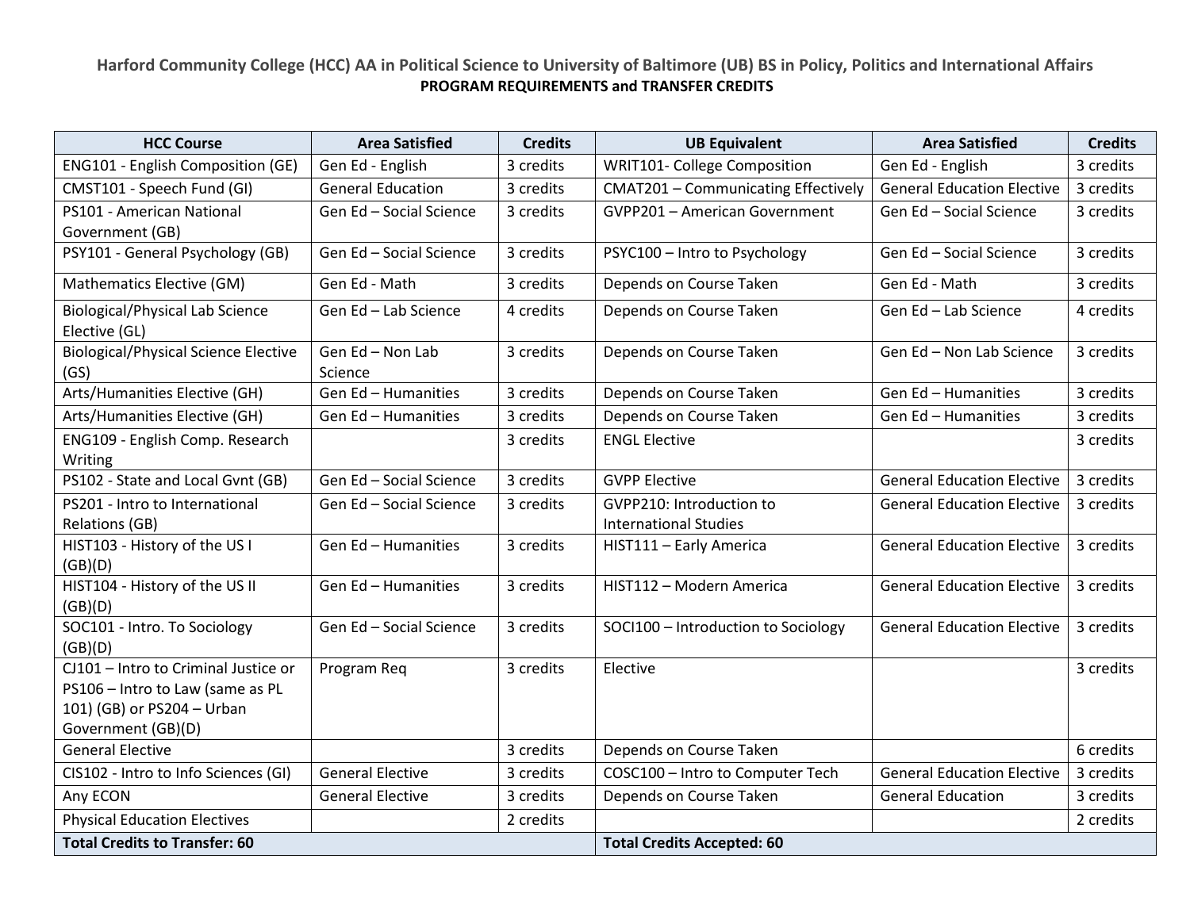**Harford Community College (HCC) AA in Political Science to University of Baltimore (UB) BS in Policy, Politics and International Affairs**

**PROGRAM REQUIREMENTS and TRANSFER CREDITS**

| HCC Course | Area Satisfied | Credits | UB Equivalent | Area Satisfied | Credits |
|---|---|---|---|---|---|
| ENG101 - English Composition (GE) | Gen Ed - English | 3 credits | WRIT101- College Composition | Gen Ed - English | 3 credits |
| CMST101 - Speech Fund (GI) | General Education | 3 credits | CMAT201 – Communicating Effectively | General Education Elective | 3 credits |
| PS101 - American National Government (GB) | Gen Ed – Social Science | 3 credits | GVPP201 – American Government | Gen Ed – Social Science | 3 credits |
| PSY101 - General Psychology (GB) | Gen Ed – Social Science | 3 credits | PSYC100 – Intro to Psychology | Gen Ed – Social Science | 3 credits |
| Mathematics Elective (GM) | Gen Ed - Math | 3 credits | Depends on Course Taken | Gen Ed - Math | 3 credits |
| Biological/Physical Lab Science Elective (GL) | Gen Ed – Lab Science | 4 credits | Depends on Course Taken | Gen Ed – Lab Science | 4 credits |
| Biological/Physical Science Elective (GS) | Gen Ed – Non Lab Science | 3 credits | Depends on Course Taken | Gen Ed – Non Lab Science | 3 credits |
| Arts/Humanities Elective (GH) | Gen Ed – Humanities | 3 credits | Depends on Course Taken | Gen Ed – Humanities | 3 credits |
| Arts/Humanities Elective (GH) | Gen Ed – Humanities | 3 credits | Depends on Course Taken | Gen Ed – Humanities | 3 credits |
| ENG109 - English Comp. Research Writing | | 3 credits | ENGL Elective | | 3 credits |
| PS102 - State and Local Gvnt (GB) | Gen Ed – Social Science | 3 credits | GVPP Elective | General Education Elective | 3 credits |
| PS201 - Intro to International Relations (GB) | Gen Ed – Social Science | 3 credits | GVPP210: Introduction to International Studies | General Education Elective | 3 credits |
| HIST103 - History of the US I (GB)(D) | Gen Ed – Humanities | 3 credits | HIST111 – Early America | General Education Elective | 3 credits |
| HIST104 - History of the US II (GB)(D) | Gen Ed – Humanities | 3 credits | HIST112 – Modern America | General Education Elective | 3 credits |
| SOC101 - Intro. To Sociology (GB)(D) | Gen Ed – Social Science | 3 credits | SOCI100 – Introduction to Sociology | General Education Elective | 3 credits |
| CJ101 – Intro to Criminal Justice or PS106 – Intro to Law (same as PL 101) (GB) or PS204 – Urban Government (GB)(D) | Program Req | 3 credits | Elective | | 3 credits |
| General Elective | | 3 credits | Depends on Course Taken | | 6 credits |
| CIS102 - Intro to Info Sciences (GI) | General Elective | 3 credits | COSC100 – Intro to Computer Tech | General Education Elective | 3 credits |
| Any ECON | General Elective | 3 credits | Depends on Course Taken | General Education | 3 credits |
| Physical Education Electives | | 2 credits | | | 2 credits |
| **Total Credits to Transfer: 60** | | | **Total Credits Accepted: 60** | | |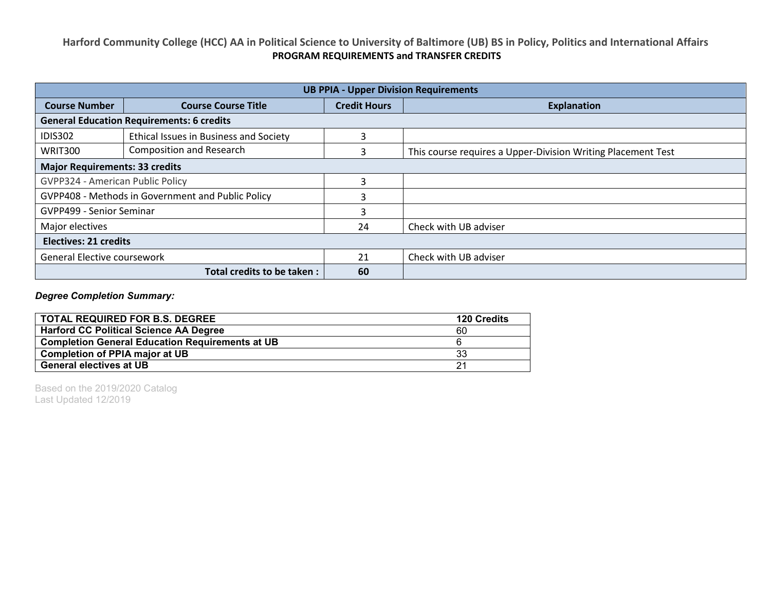## Harford Community College (HCC) AA in Political Science to University of Baltimore (UB) BS in Policy, Politics and International Affairs

**PROGRAM REQUIREMENTS and TRANSFER CREDITS**

| UB PPIA - Upper Division Requirements | | | |
|---|---|---|---|
| **Course Number** | **Course Course Title** | **Credit Hours** | **Explanation** |
| **General Education Requirements: 6 credits** | | | |
| IDIS302 | Ethical Issues in Business and Society | 3 | |
| WRIT300 | Composition and Research | 3 | This course requires a Upper-Division Writing Placement Test |
| **Major Requirements: 33 credits** | | | |
| GVPP324 - American Public Policy | | 3 | |
| GVPP408 - Methods in Government and Public Policy | | 3 | |
| GVPP499 - Senior Seminar | | 3 | |
| Major electives | | 24 | Check with UB adviser |
| **Electives: 21 credits** | | | |
| General Elective coursework | | 21 | Check with UB adviser |
| | **Total credits to be taken :** | **60** | |

***Degree Completion Summary:***

| | |
|---|---|
| **TOTAL REQUIRED FOR B.S. DEGREE** | **120 Credits** |
| **Harford CC Political Science AA Degree** | 60 |
| **Completion General Education Requirements at UB** | 6 |
| **Completion of PPIA major at UB** | 33 |
| **General electives at UB** | 21 |

Based on the 2019/2020 Catalog
Last Updated 12/2019